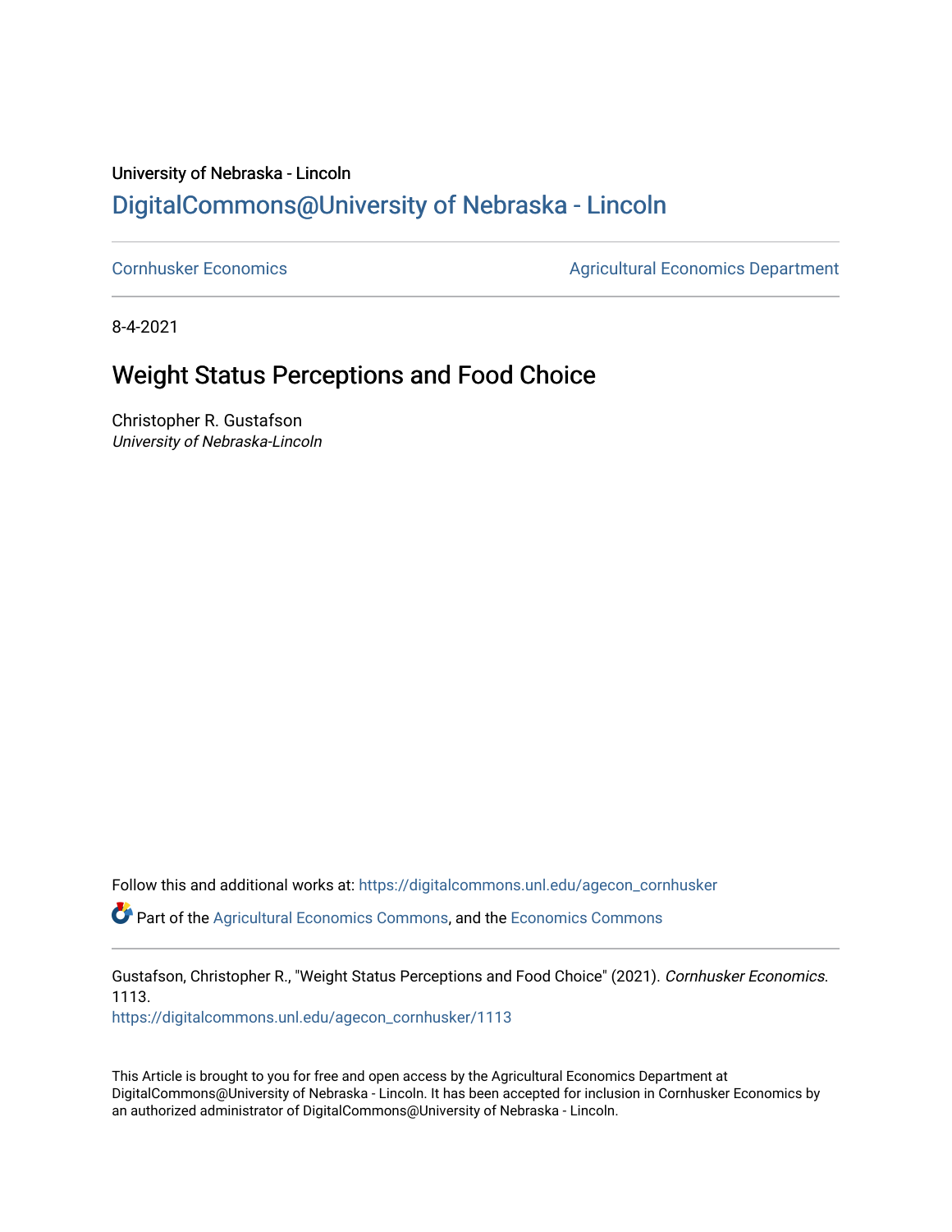University of Nebraska - Lincoln

## DigitalCommons@University of Nebraska - Lincoln

Cornhusker Economics | Agricultural Economics Department

8-4-2021

# Weight Status Perceptions and Food Choice

Christopher R. Gustafson
*University of Nebraska-Lincoln*

Follow this and additional works at: https://digitalcommons.unl.edu/agecon_cornhusker

Part of the Agricultural Economics Commons, and the Economics Commons

Gustafson, Christopher R., "Weight Status Perceptions and Food Choice" (2021). *Cornhusker Economics*. 1113.
https://digitalcommons.unl.edu/agecon_cornhusker/1113

This Article is brought to you for free and open access by the Agricultural Economics Department at DigitalCommons@University of Nebraska - Lincoln. It has been accepted for inclusion in Cornhusker Economics by an authorized administrator of DigitalCommons@University of Nebraska - Lincoln.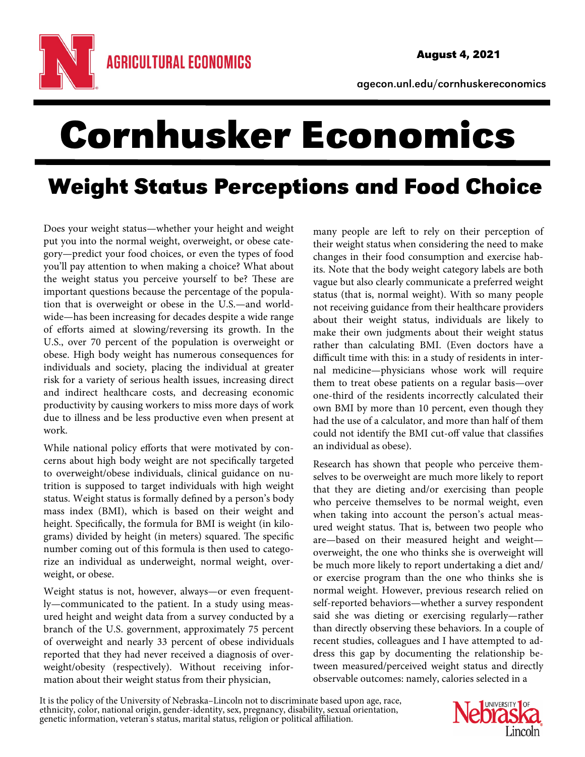# Cornhusker Economics

## Weight Status Perceptions and Food Choice

Does your weight status—whether your height and weight put you into the normal weight, overweight, or obese category—predict your food choices, or even the types of food you'll pay attention to when making a choice? What about the weight status you perceive yourself to be? These are important questions because the percentage of the population that is overweight or obese in the U.S.—and worldwide—has been increasing for decades despite a wide range of efforts aimed at slowing/reversing its growth. In the U.S., over 70 percent of the population is overweight or obese. High body weight has numerous consequences for individuals and society, placing the individual at greater risk for a variety of serious health issues, increasing direct and indirect healthcare costs, and decreasing economic productivity by causing workers to miss more days of work due to illness and be less productive even when present at work.

While national policy efforts that were motivated by concerns about high body weight are not specifically targeted to overweight/obese individuals, clinical guidance on nutrition is supposed to target individuals with high weight status. Weight status is formally defined by a person's body mass index (BMI), which is based on their weight and height. Specifically, the formula for BMI is weight (in kilograms) divided by height (in meters) squared. The specific number coming out of this formula is then used to categorize an individual as underweight, normal weight, overweight, or obese.

Weight status is not, however, always—or even frequently—communicated to the patient. In a study using measured height and weight data from a survey conducted by a branch of the U.S. government, approximately 75 percent of overweight and nearly 33 percent of obese individuals reported that they had never received a diagnosis of overweight/obesity (respectively). Without receiving information about their weight status from their physician, many people are left to rely on their perception of their weight status when considering the need to make changes in their food consumption and exercise habits. Note that the body weight category labels are both vague but also clearly communicate a preferred weight status (that is, normal weight). With so many people not receiving guidance from their healthcare providers about their weight status, individuals are likely to make their own judgments about their weight status rather than calculating BMI. (Even doctors have a difficult time with this: in a study of residents in internal medicine—physicians whose work will require them to treat obese patients on a regular basis—over one-third of the residents incorrectly calculated their own BMI by more than 10 percent, even though they had the use of a calculator, and more than half of them could not identify the BMI cut-off value that classifies an individual as obese).

Research has shown that people who perceive themselves to be overweight are much more likely to report that they are dieting and/or exercising than people who perceive themselves to be normal weight, even when taking into account the person's actual measured weight status. That is, between two people who are—based on their measured height and weight—overweight, the one who thinks she is overweight will be much more likely to report undertaking a diet and/or exercise program than the one who thinks she is normal weight. However, previous research relied on self-reported behaviors—whether a survey respondent said she was dieting or exercising regularly—rather than directly observing these behaviors. In a couple of recent studies, colleagues and I have attempted to address this gap by documenting the relationship between measured/perceived weight status and directly observable outcomes: namely, calories selected in a

It is the policy of the University of Nebraska–Lincoln not to discriminate based upon age, race, ethnicity, color, national origin, gender-identity, sex, pregnancy, disability, sexual orientation, genetic information, veteran's status, marital status, religion or political affiliation.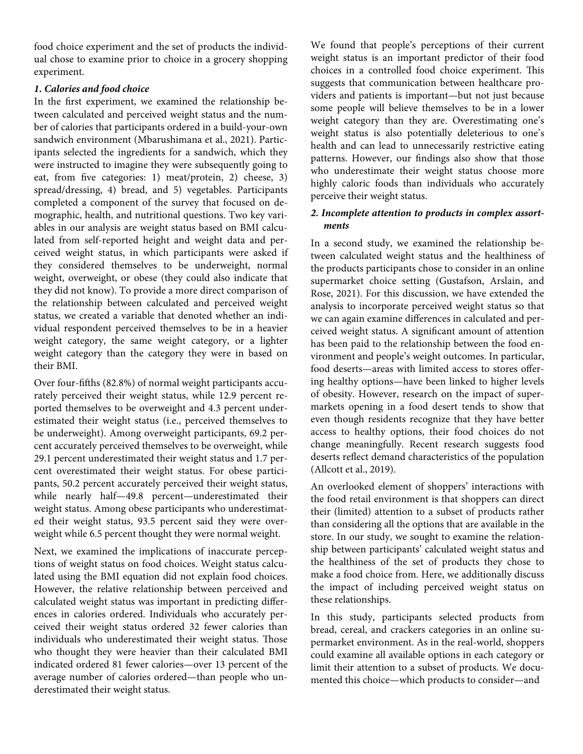food choice experiment and the set of products the individual chose to examine prior to choice in a grocery shopping experiment.

### *1. Calories and food choice*

In the first experiment, we examined the relationship between calculated and perceived weight status and the number of calories that participants ordered in a build-your-own sandwich environment (Mbarushimana et al., 2021). Participants selected the ingredients for a sandwich, which they were instructed to imagine they were subsequently going to eat, from five categories: 1) meat/protein, 2) cheese, 3) spread/dressing, 4) bread, and 5) vegetables. Participants completed a component of the survey that focused on demographic, health, and nutritional questions. Two key variables in our analysis are weight status based on BMI calculated from self-reported height and weight data and perceived weight status, in which participants were asked if they considered themselves to be underweight, normal weight, overweight, or obese (they could also indicate that they did not know). To provide a more direct comparison of the relationship between calculated and perceived weight status, we created a variable that denoted whether an individual respondent perceived themselves to be in a heavier weight category, the same weight category, or a lighter weight category than the category they were in based on their BMI.

Over four-fifths (82.8%) of normal weight participants accurately perceived their weight status, while 12.9 percent reported themselves to be overweight and 4.3 percent underestimated their weight status (i.e., perceived themselves to be underweight). Among overweight participants, 69.2 percent accurately perceived themselves to be overweight, while 29.1 percent underestimated their weight status and 1.7 percent overestimated their weight status. For obese participants, 50.2 percent accurately perceived their weight status, while nearly half—49.8 percent—underestimated their weight status. Among obese participants who underestimated their weight status, 93.5 percent said they were overweight while 6.5 percent thought they were normal weight.

Next, we examined the implications of inaccurate perceptions of weight status on food choices. Weight status calculated using the BMI equation did not explain food choices. However, the relative relationship between perceived and calculated weight status was important in predicting differences in calories ordered. Individuals who accurately perceived their weight status ordered 32 fewer calories than individuals who underestimated their weight status. Those who thought they were heavier than their calculated BMI indicated ordered 81 fewer calories—over 13 percent of the average number of calories ordered—than people who underestimated their weight status.

We found that people's perceptions of their current weight status is an important predictor of their food choices in a controlled food choice experiment. This suggests that communication between healthcare providers and patients is important—but not just because some people will believe themselves to be in a lower weight category than they are. Overestimating one's weight status is also potentially deleterious to one's health and can lead to unnecessarily restrictive eating patterns. However, our findings also show that those who underestimate their weight status choose more highly caloric foods than individuals who accurately perceive their weight status.

### *2. Incomplete attention to products in complex assortments*

In a second study, we examined the relationship between calculated weight status and the healthiness of the products participants chose to consider in an online supermarket choice setting (Gustafson, Arslain, and Rose, 2021). For this discussion, we have extended the analysis to incorporate perceived weight status so that we can again examine differences in calculated and perceived weight status. A significant amount of attention has been paid to the relationship between the food environment and people's weight outcomes. In particular, food deserts—areas with limited access to stores offering healthy options—have been linked to higher levels of obesity. However, research on the impact of supermarkets opening in a food desert tends to show that even though residents recognize that they have better access to healthy options, their food choices do not change meaningfully. Recent research suggests food deserts reflect demand characteristics of the population (Allcott et al., 2019).

An overlooked element of shoppers' interactions with the food retail environment is that shoppers can direct their (limited) attention to a subset of products rather than considering all the options that are available in the store. In our study, we sought to examine the relationship between participants' calculated weight status and the healthiness of the set of products they chose to make a food choice from. Here, we additionally discuss the impact of including perceived weight status on these relationships.

In this study, participants selected products from bread, cereal, and crackers categories in an online supermarket environment. As in the real-world, shoppers could examine all available options in each category or limit their attention to a subset of products. We documented this choice—which products to consider—and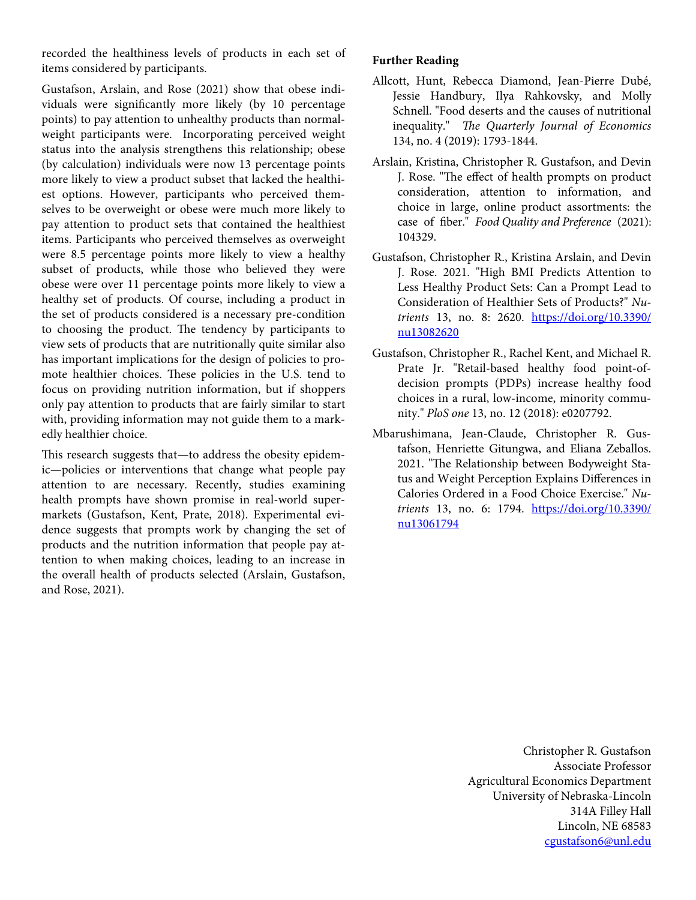recorded the healthiness levels of products in each set of items considered by participants.

Gustafson, Arslain, and Rose (2021) show that obese individuals were significantly more likely (by 10 percentage points) to pay attention to unhealthy products than normal-weight participants were. Incorporating perceived weight status into the analysis strengthens this relationship; obese (by calculation) individuals were now 13 percentage points more likely to view a product subset that lacked the healthiest options. However, participants who perceived themselves to be overweight or obese were much more likely to pay attention to product sets that contained the healthiest items. Participants who perceived themselves as overweight were 8.5 percentage points more likely to view a healthy subset of products, while those who believed they were obese were over 11 percentage points more likely to view a healthy set of products. Of course, including a product in the set of products considered is a necessary pre-condition to choosing the product. The tendency by participants to view sets of products that are nutritionally quite similar also has important implications for the design of policies to promote healthier choices. These policies in the U.S. tend to focus on providing nutrition information, but if shoppers only pay attention to products that are fairly similar to start with, providing information may not guide them to a markedly healthier choice.

This research suggests that—to address the obesity epidemic—policies or interventions that change what people pay attention to are necessary. Recently, studies examining health prompts have shown promise in real-world supermarkets (Gustafson, Kent, Prate, 2018). Experimental evidence suggests that prompts work by changing the set of products and the nutrition information that people pay attention to when making choices, leading to an increase in the overall health of products selected (Arslain, Gustafson, and Rose, 2021).

**Further Reading**

Allcott, Hunt, Rebecca Diamond, Jean-Pierre Dubé, Jessie Handbury, Ilya Rahkovsky, and Molly Schnell. "Food deserts and the causes of nutritional inequality." *The Quarterly Journal of Economics* 134, no. 4 (2019): 1793-1844.

Arslain, Kristina, Christopher R. Gustafson, and Devin J. Rose. "The effect of health prompts on product consideration, attention to information, and choice in large, online product assortments: the case of fiber." *Food Quality and Preference* (2021): 104329.

Gustafson, Christopher R., Kristina Arslain, and Devin J. Rose. 2021. "High BMI Predicts Attention to Less Healthy Product Sets: Can a Prompt Lead to Consideration of Healthier Sets of Products?" *Nutrients* 13, no. 8: 2620. https://doi.org/10.3390/nu13082620

Gustafson, Christopher R., Rachel Kent, and Michael R. Prate Jr. "Retail-based healthy food point-of-decision prompts (PDPs) increase healthy food choices in a rural, low-income, minority community." *PloS one* 13, no. 12 (2018): e0207792.

Mbarushimana, Jean-Claude, Christopher R. Gustafson, Henriette Gitungwa, and Eliana Zeballos. 2021. "The Relationship between Bodyweight Status and Weight Perception Explains Differences in Calories Ordered in a Food Choice Exercise." *Nutrients* 13, no. 6: 1794. https://doi.org/10.3390/nu13061794

Christopher R. Gustafson
Associate Professor
Agricultural Economics Department
University of Nebraska-Lincoln
314A Filley Hall
Lincoln, NE 68583
cgustafson6@unl.edu